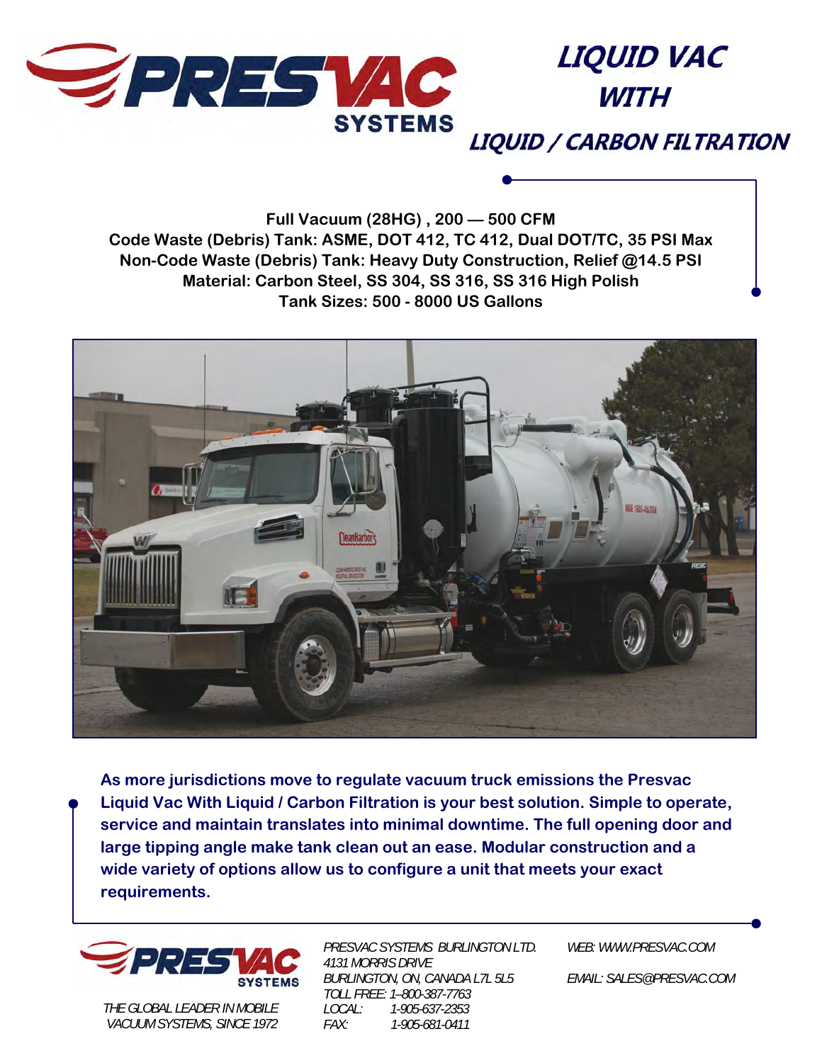# PRESVAC SYSTEMS

# LIQUID VAC WITH LIQUID / CARBON FILTRATION

**Full Vacuum (28HG) , 200 — 500 CFM**
**Code Waste (Debris) Tank: ASME, DOT 412, TC 412, Dual DOT/TC, 35 PSI Max**
**Non-Code Waste (Debris) Tank: Heavy Duty Construction, Relief @14.5 PSI**
**Material: Carbon Steel, SS 304, SS 316, SS 316 High Polish**
**Tank Sizes: 500 - 8000 US Gallons**

**As more jurisdictions move to regulate vacuum truck emissions the Presvac Liquid Vac With Liquid / Carbon Filtration is your best solution. Simple to operate, service and maintain translates into minimal downtime. The full opening door and large tipping angle make tank clean out an ease. Modular construction and a wide variety of options allow us to configure a unit that meets your exact requirements.**

PRESVAC SYSTEMS

*THE GLOBAL LEADER IN MOBILE VACUUM SYSTEMS, SINCE 1972*

*PRESVAC SYSTEMS BURLINGTON LTD.*
*4131 MORRIS DRIVE*
*BURLINGTON, ON, CANADA L7L 5L5*
*TOLL FREE: 1–800-387-7763*
*LOCAL: 1-905-637-2353*
*FAX: 1-905-681-0411*

*WEB: WWW.PRESVAC.COM*

*EMAIL: SALES@PRESVAC.COM*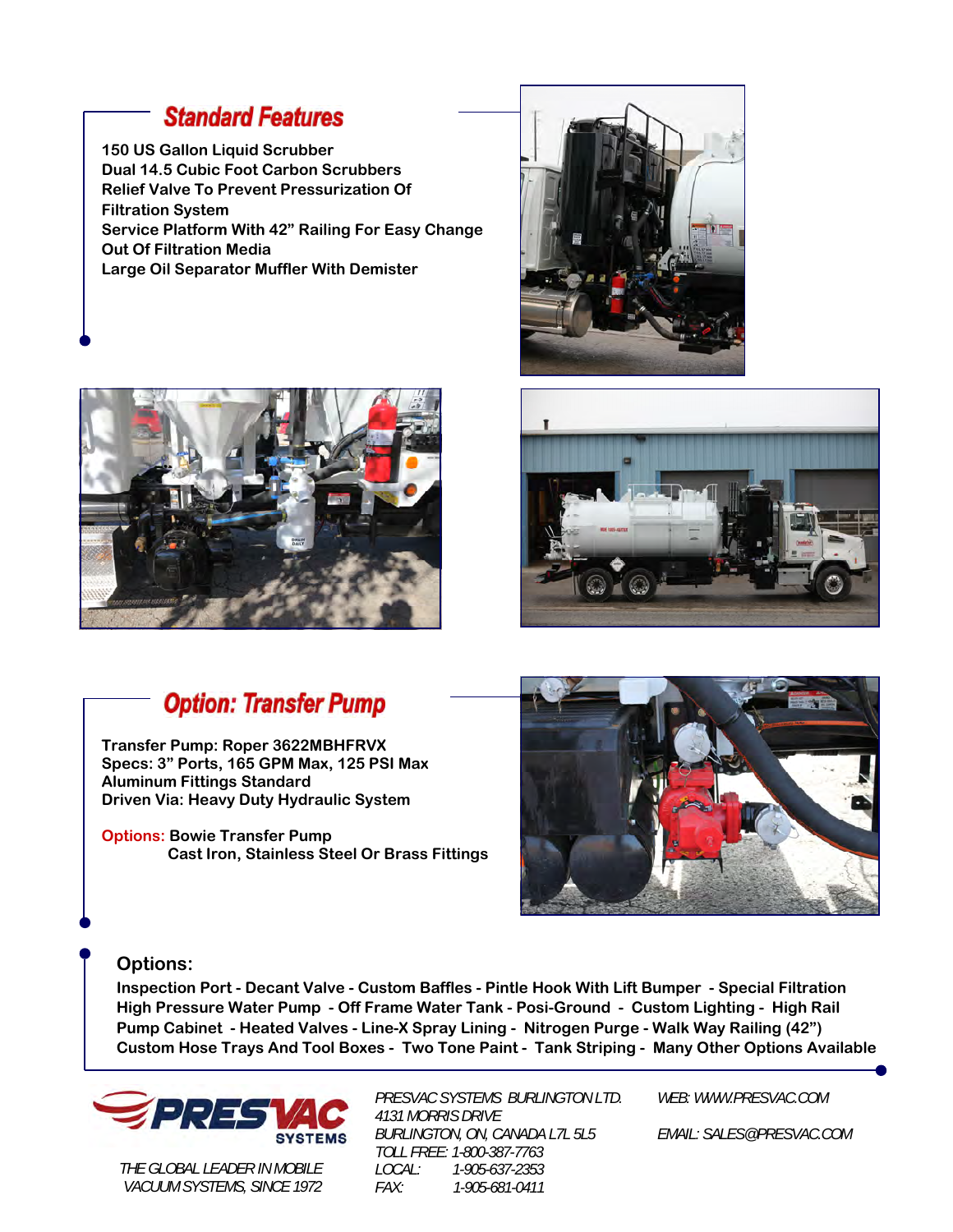## Standard Features

150 US Gallon Liquid Scrubber
Dual 14.5 Cubic Foot Carbon Scrubbers
Relief Valve To Prevent Pressurization Of Filtration System
Service Platform With 42" Railing For Easy Change Out Of Filtration Media
Large Oil Separator Muffler With Demister

## Option: Transfer Pump

Transfer Pump: Roper 3622MBHFRVX
Specs: 3" Ports, 165 GPM Max, 125 PSI Max
Aluminum Fittings Standard
Driven Via: Heavy Duty Hydraulic System

**Options:** Bowie Transfer Pump
Cast Iron, Stainless Steel Or Brass Fittings

### Options:

Inspection Port - Decant Valve - Custom Baffles - Pintle Hook With Lift Bumper - Special Filtration High Pressure Water Pump - Off Frame Water Tank - Posi-Ground - Custom Lighting - High Rail Pump Cabinet - Heated Valves - Line-X Spray Lining - Nitrogen Purge - Walk Way Railing (42") Custom Hose Trays And Tool Boxes - Two Tone Paint - Tank Striping - Many Other Options Available

PRESVAC SYSTEMS

*THE GLOBAL LEADER IN MOBILE VACUUM SYSTEMS, SINCE 1972*

*PRESVAC SYSTEMS BURLINGTON LTD.*
*4131 MORRIS DRIVE*
*BURLINGTON, ON, CANADA L7L 5L5*
*TOLL FREE: 1-800-387-7763*
*LOCAL: 1-905-637-2353*
*FAX: 1-905-681-0411*

*WEB: WWW.PRESVAC.COM*

*EMAIL: SALES@PRESVAC.COM*